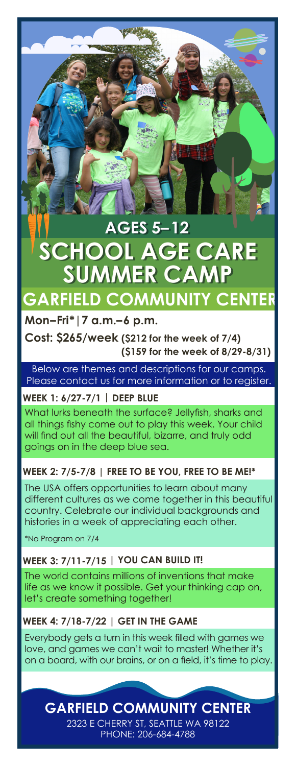## AGES 5–12

# SCHOOL AGE CARE SUMMER CAMP

## GARFIELD COMMUNITY CENTER

**Mon–Fri*|7 a.m.–6 p.m.**

**Cost: $265/week (\$212 for the week of 7/4) (\$159 for the week of 8/29-8/31)**

Below are themes and descriptions for our camps. Please contact us for more information or to register.

### WEEK 1: 6/27-7/1 | DEEP BLUE

What lurks beneath the surface? Jellyfish, sharks and all things fishy come out to play this week. Your child will find out all the beautiful, bizarre, and truly odd goings on in the deep blue sea.

### WEEK 2: 7/5-7/8 | FREE TO BE YOU, FREE TO BE ME!*

The USA offers opportunities to learn about many different cultures as we come together in this beautiful country. Celebrate our individual backgrounds and histories in a week of appreciating each other.

*No Program on 7/4

### WEEK 3: 7/11-7/15 | YOU CAN BUILD IT!

The world contains millions of inventions that make life as we know it possible. Get your thinking cap on, let's create something together!

### WEEK 4: 7/18-7/22 | GET IN THE GAME

Everybody gets a turn in this week filled with games we love, and games we can't wait to master! Whether it's on a board, with our brains, or on a field, it's time to play.

## GARFIELD COMMUNITY CENTER

2323 E CHERRY ST, SEATTLE WA 98122
PHONE: 206-684-4788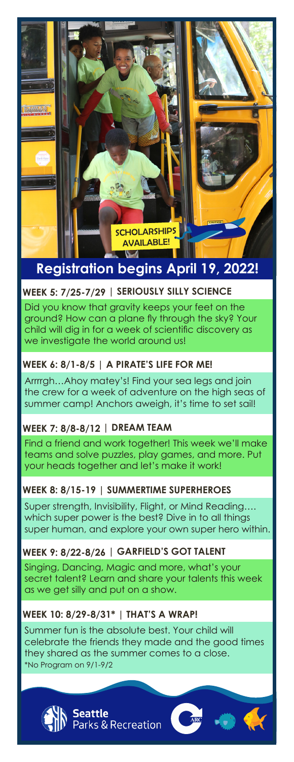SCHOLARSHIPS AVAILABLE!

## Registration begins April 19, 2022!

### WEEK 5: 7/25-7/29 | SERIOUSLY SILLY SCIENCE

Did you know that gravity keeps your feet on the ground? How can a plane fly through the sky? Your child will dig in for a week of scientific discovery as we investigate the world around us!

### WEEK 6: 8/1-8/5 | A PIRATE'S LIFE FOR ME!

Arrrrgh…Ahoy matey's! Find your sea legs and join the crew for a week of adventure on the high seas of summer camp! Anchors aweigh, it's time to set sail!

### WEEK 7: 8/8-8/12 | DREAM TEAM

Find a friend and work together! This week we'll make teams and solve puzzles, play games, and more. Put your heads together and let's make it work!

### WEEK 8: 8/15-19 | SUMMERTIME SUPERHEROES

Super strength, Invisibility, Flight, or Mind Reading…. which super power is the best? Dive in to all things super human, and explore your own super hero within.

### WEEK 9: 8/22-8/26 | GARFIELD'S GOT TALENT

Singing, Dancing, Magic and more, what's your secret talent? Learn and share your talents this week as we get silly and put on a show.

### WEEK 10: 8/29-8/31* | THAT'S A WRAP!

Summer fun is the absolute best. Your child will celebrate the friends they made and the good times they shared as the summer comes to a close.

*No Program on 9/1-9/2

Seattle Parks & Recreation